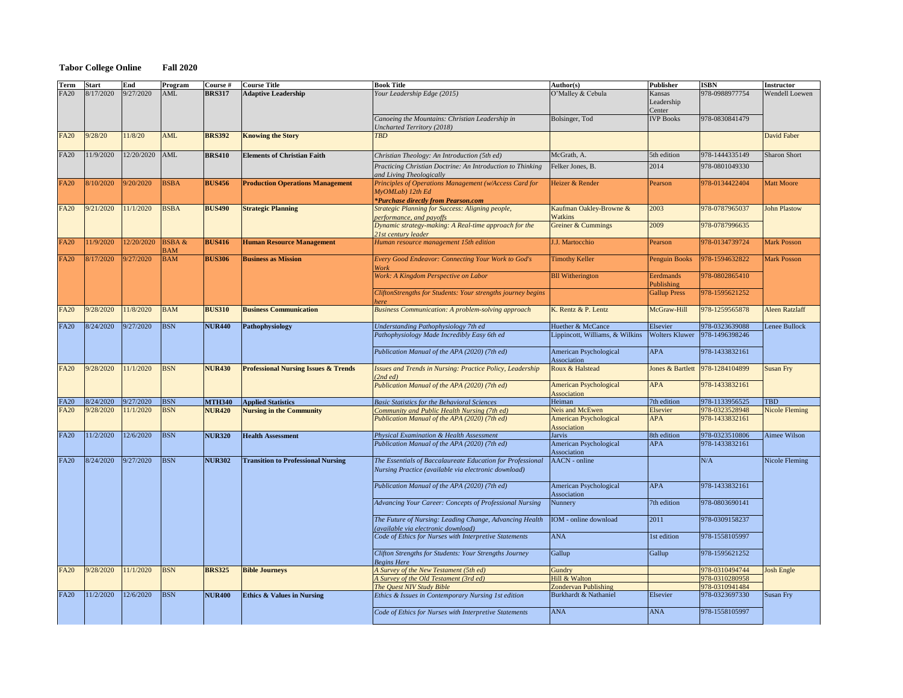**Tabor College Online Fall 2020**

| Term | Start | End | Program | Course # | Course Title | Book Title | Author(s) | Publisher | ISBN | Instructor |
|---|---|---|---|---|---|---|---|---|---|---|
| FA20 | 8/17/2020 | 9/27/2020 | AML | **BRS317** | **Adaptive Leadership** | *Your Leadership Edge (2015)* | O'Malley & Cebula | Kansas Leadership Center | 978-0988977754 | Wendell Loewen |
| | | | | | | *Canoeing the Mountains: Christian Leadership in Uncharted Territory (2018)* | Bolsinger, Tod | IVP Books | 978-0830841479 | |
| FA20 | 9/28/20 | 11/8/20 | AML | **BRS392** | **Knowing the Story** | *TBD* | | | | David Faber |
| FA20 | 11/9/2020 | 12/20/2020 | AML | **BRS410** | **Elements of Christian Faith** | *Christian Theology: An Introduction (5th ed)* | McGrath, A. | 5th edition | 978-1444335149 | Sharon Short |
| | | | | | | *Practicing Christian Doctrine: An Introduction to Thinking and Living Theologically* | Felker Jones, B. | 2014 | 978-0801049330 | |
| FA20 | 8/10/2020 | 9/20/2020 | BSBA | **BUS456** | **Production Operations Management** | *Principles of Operations Management (w/Access Card for MyOMLab) 12th Ed* ***Purchase directly from Pearson.com** | Heizer & Render | Pearson | 978-0134422404 | Matt Moore |
| FA20 | 9/21/2020 | 11/1/2020 | BSBA | **BUS490** | **Strategic Planning** | *Strategic Planning for Success: Aligning people, performance, and payoffs* | Kaufman Oakley-Browne & Watkins | 2003 | 978-0787965037 | John Plastow |
| | | | | | | *Dynamic strategy-making: A Real-time approach for the 21st century leader* | Greiner & Cummings | 2009 | 978-0787996635 | |
| FA20 | 11/9/2020 | 12/20/2020 | BSBA & BAM | **BUS416** | **Human Resource Management** | *Human resource management 15th edition* | J.J. Martocchio | Pearson | 978-0134739724 | Mark Posson |
| FA20 | 8/17/2020 | 9/27/2020 | BAM | **BUS306** | **Business as Mission** | *Every Good Endeavor: Connecting Your Work to God's Work* | Timothy Keller | Penguin Books | 978-1594632822 | Mark Posson |
| | | | | | | *Work: A Kingdom Perspective on Labor* | Bll Witherington | Eerdmands Publishing | 978-0802865410 | |
| | | | | | | *CliftonStrengths for Students: Your strengths journey begins here* | | Gallup Press | 978-1595621252 | |
| FA20 | 9/28/2020 | 11/8/2020 | BAM | **BUS310** | **Business Communication** | *Business Communication: A problem-solving approach* | K. Rentz & P. Lentz | McGraw-Hill | 978-1259565878 | Aleen Ratzlaff |
| FA20 | 8/24/2020 | 9/27/2020 | BSN | **NUR440** | **Pathophysiology** | *Understanding Pathophysiology 7th ed* | Huether & McCance | Elsevier | 978-0323639088 | Lenee Bullock |
| | | | | | | *Pathophysiology Made Incredibly Easy 6th ed* | Lippincott, Williams, & Wilkins | Wolters Kluwer | 978-1496398246 | |
| | | | | | | *Publication Manual of the APA (2020) (7th ed)* | American Psychological Association | APA | 978-1433832161 | |
| FA20 | 9/28/2020 | 11/1/2020 | BSN | **NUR430** | **Professional Nursing Issues & Trends** | *Issues and Trends in Nursing: Practice Policy, Leadership (2nd ed)* | Roux & Halstead | Jones & Bartlett | 978-1284104899 | Susan Fry |
| | | | | | | *Publication Manual of the APA (2020) (7th ed)* | American Psychological Association | APA | 978-1433832161 | |
| FA20 | 8/24/2020 | 9/27/2020 | BSN | **MTH340** | **Applied Statistics** | *Basic Statistics for the Behavioral Sciences* | Heiman | 7th edition | 978-1133956525 | TBD |
| FA20 | 9/28/2020 | 11/1/2020 | BSN | **NUR420** | **Nursing in the Community** | *Community and Public Health Nursing (7th ed)* | Neis and McEwen | Elsevier | 978-0323528948 | Nicole Fleming |
| | | | | | | *Publication Manual of the APA (2020) (7th ed)* | American Psychological Association | APA | 978-1433832161 | |
| FA20 | 11/2/2020 | 12/6/2020 | BSN | **NUR320** | **Health Assessment** | *Physical Examination & Health Assessment* | Jarvis | 8th edition | 978-0323510806 | Aimee Wilson |
| | | | | | | *Publication Manual of the APA (2020) (7th ed)* | American Psychological Association | APA | 978-1433832161 | |
| FA20 | 8/24/2020 | 9/27/2020 | BSN | **NUR302** | **Transition to Professional Nursing** | *The Essentials of Baccalaureate Education for Professional Nursing Practice (available via electronic download)* | AACN - online | | N/A | Nicole Fleming |
| | | | | | | *Publication Manual of the APA (2020) (7th ed)* | American Psychological Association | APA | 978-1433832161 | |
| | | | | | | *Advancing Your Career: Concepts of Professional Nursing* | Nunnery | 7th edition | 978-0803690141 | |
| | | | | | | *The Future of Nursing: Leading Change, Advancing Health (available via electronic download)* | IOM - online download | 2011 | 978-0309158237 | |
| | | | | | | *Code of Ethics for Nurses with Interpretive Statements* | ANA | 1st edition | 978-1558105997 | |
| | | | | | | *Clifton Strengths for Students: Your Strengths Journey Begins Here* | Gallup | Gallup | 978-1595621252 | |
| FA20 | 9/28/2020 | 11/1/2020 | BSN | **BRS325** | **Bible Journeys** | *A Survey of the New Testament (5th ed)* | Gundry | | 978-0310494744 | Josh Engle |
| | | | | | | *A Survey of the Old Testament (3rd ed)* | Hill & Walton | | 978-0310280958 | |
| | | | | | | *The Quest NIV Study Bible* | Zondervan Publishing | | 978-0310941484 | |
| FA20 | 11/2/2020 | 12/6/2020 | BSN | **NUR400** | **Ethics & Values in Nursing** | *Ethics & Issues in Contemporary Nursing 1st edition* | Burkhardt & Nathaniel | Elsevier | 978-0323697330 | Susan Fry |
| | | | | | | *Code of Ethics for Nurses with Interpretive Statements* | ANA | ANA | 978-1558105997 | |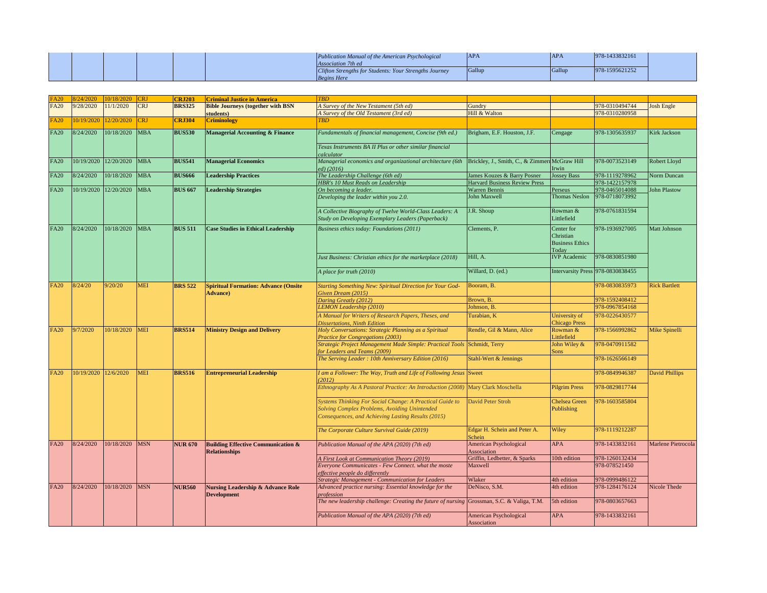| | | | | | | | | | |
|---|---|---|---|---|---|---|---|---|---|
| | | | | | *Publication Manual of the American Psychological Association 7th ed* | APA | APA | 978-1433832161 | |
| | | | | | *Clifton Strengths for Students: Your Strengths Journey Begins Here* | Gallup | Gallup | 978-1595621252 | |

| | | | | | | | | | |
|---|---|---|---|---|---|---|---|---|---|
| FA20 | 8/24/2020 | 10/18/2020 | CRJ | **CRJ203** | **Criminal Justice in America** | *TBD* | | | | |
| FA20 | 9/28/2020 | 11/1/2020 | CRJ | **BRS325** | **Bible Journeys (together with BSN students)** | *A Survey of the New Testament (5th ed)* | Gundry | | 978-0310494744 | Josh Engle |
| | | | | | | *A Survey of the Old Testament (3rd ed)* | Hill & Walton | | 978-0310280958 | |
| FA20 | 10/19/2020 | 12/20/2020 | CRJ | **CRJ304** | **Criminology** | *TBD* | | | | |
| FA20 | 8/24/2020 | 10/18/2020 | MBA | **BUS530** | **Managerial Accounting & Finance** | *Fundamentals of financial management, Concise (9th ed.)* | Brigham, E.F. Houston, J.F. | Cengage | 978-1305635937 | Kirk Jackson |
| | | | | | | *Texas Instruments BA II Plus or other similar financial calculator* | | | | |
| FA20 | 10/19/2020 | 12/20/2020 | MBA | **BUS541** | **Managerial Economics** | *Managerial economics and organizational architecture (6th ed) (2016)* | Brickley, J., Smith, C., & Zimmerman | McGraw Hill Irwin | 978-0073523149 | Robert Lloyd |
| FA20 | 8/24/2020 | 10/18/2020 | MBA | **BUS666** | **Leadership Practices** | *The Leadership Challenge (6th ed)* | James Kouzes & Barry Posner | Jossey Bass | 978-1119278962 | Norm Duncan |
| | | | | | | *HBR's 10 Must Reads on Leadership* | Harvard Business Review Press | | 978-1422157978 | |
| FA20 | 10/19/2020 | 12/20/2020 | MBA | **BUS 667** | **Leadership Strategies** | *On becoming a leader.* | Warren Bennis | Perseus | 978-0465014088 | John Plastow |
| | | | | | | *Developing the leader within you 2.0.* | John Maxwell | Thomas Neslon | 978-0718073992 | |
| | | | | | | *A Collective Biography of Twelve World-Class Leaders: A Study on Developing Exemplary Leaders (Paperback)* | J.R. Shoup | Rowman & Littlefield | 978-0761831594 | |
| FA20 | 8/24/2020 | 10/18/2020 | MBA | **BUS 511** | **Case Studies in Ethical Leadership** | *Business ethics today: Foundations (2011)* | Clements, P. | Center for Christian Business Ethics Today | 978-1936927005 | Matt Johnson |
| | | | | | | *Just Business: Christian ethics for the marketplace (2018)* | Hill, A. | IVP Academic | 978-0830851980 | |
| | | | | | | *A place for truth (2010)* | Willard, D. (ed.) | Intervarsity Press | 978-0830838455 | |
| FA20 | 8/24/20 | 9/20/20 | MEI | **BRS 522** | **Spiritual Formation: Advance (Onsite Advance)** | *Starting Something New: Spiritual Direction for Your God-Given Dream (2015)* | Booram, B. | | 978-0830835973 | Rick Bartlett |
| | | | | | | *Daring Greatly (2012)* | Brown, B. | | 978-1592408412 | |
| | | | | | | *LEMON Leadership (2010)* | Johnson, B. | | 978-0967854168 | |
| | | | | | | *A Manual for Writers of Research Papers, Theses, and Dissertations, Ninth Edition* | Turabian, K | University of Chicago Press | 978-0226430577 | |
| FA20 | 9/7/2020 | 10/18/2020 | MEI | **BRS514** | **Ministry Design and Delivery** | *Holy Conversations: Strategic Planning as a Spiritual Practice for Congregations (2003)* | Rendle, Gil & Mann, Alice | Rowman & Littlefield | 978-1566992862 | Mike Spinelli |
| | | | | | | *Strategic Project Management Made Simple: Practical Tools for Leaders and Teams (2009)* | Schmidt, Terry | John Wiley & Sons | 978-0470911582 | |
| | | | | | | *The Serving Leader : 10th Anniversary Edition (2016)* | Stahl-Wert & Jennings | | 978-1626566149 | |
| FA20 | 10/19/2020 | 12/6/2020 | MEI | **BRS516** | **Entrepreneurial Leadership** | *I am a Follower: The Way, Truth and Life of Following Jesus (2012)* | Sweet | | 978-0849946387 | David Phillips |
| | | | | | | *Ethnography As A Pastoral Practice: An Introduction (2008)* | Mary Clark Moschella | Pilgrim Press | 978-0829817744 | |
| | | | | | | *Systems Thinking For Social Change: A Practical Guide to Solving Complex Problems, Avoiding Unintended Consequences, and Achieving Lasting Results (2015)* | David Peter Stroh | Chelsea Green Publishing | 978-1603585804 | |
| | | | | | | *The Corporate Culture Survival Guide (2019)* | Edgar H. Schein and Peter A. Schein | Wiley | 978-1119212287 | |
| FA20 | 8/24/2020 | 10/18/2020 | MSN | **NUR 670** | **Building Effective Communication & Relationships** | *Publication Manual of the APA (2020) (7th ed)* | American Psychological Association | APA | 978-1433832161 | Marlene Pietrocola |
| | | | | | | *A First Look at Communication Theory (2019)* | Griffin, Ledbetter, & Sparks | 10th edition | 978-1260132434 | |
| | | | | | | *Everyone Communicates - Few Connect. what the moste effective people do differently* | Maxwell | | 978-078521450 | |
| | | | | | | *Strategic Management - Communication for Leaders* | Wlaker | 4th edition | 978-0999486122 | |
| FA20 | 8/24/2020 | 10/18/2020 | MSN | **NUR560** | **Nursing Leadership & Advance Role Development** | *Advanced practice nursing: Essential knowledge for the profession* | DeNisco, S.M. | 4th edition | 978-1284176124 | Nicole Thede |
| | | | | | | *The new leadership challenge: Creating the future of nursing* | Grossman, S.C. & Valiga, T.M. | 5th edition | 978-0803657663 | |
| | | | | | | *Publication Manual of the APA (2020) (7th ed)* | American Psychological Association | APA | 978-1433832161 | |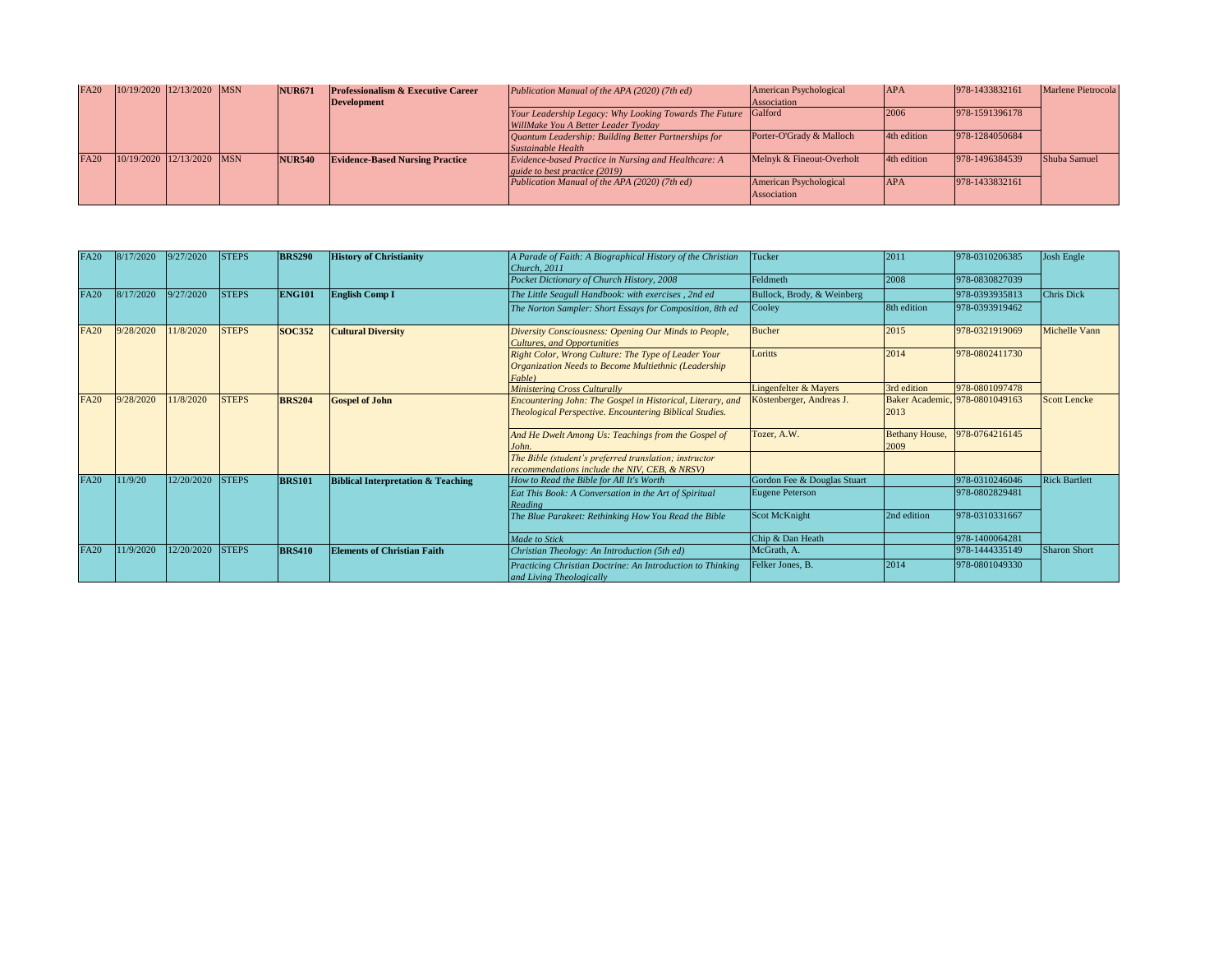| | | | | | | | | | | |
|---|---|---|---|---|---|---|---|---|---|---|
| FA20 | 10/19/2020 | 12/13/2020 | MSN | **NUR671** | **Professionalism & Executive Career Development** | *Publication Manual of the APA (2020) (7th ed)* | American Psychological Association | APA | 978-1433832161 | Marlene Pietrocola |
| | | | | | | *Your Leadership Legacy: Why Looking Towards The Future WillMake You A Better Leader Tyoday* | Galford | 2006 | 978-1591396178 | |
| | | | | | | *Quantum Leadership: Building Better Partnerships for Sustainable Health* | Porter-O'Grady & Malloch | 4th edition | 978-1284050684 | |
| FA20 | 10/19/2020 | 12/13/2020 | MSN | **NUR540** | **Evidence-Based Nursing Practice** | *Evidence-based Practice in Nursing and Healthcare: A guide to best practice (2019)* | Melnyk & Fineout-Overholt | 4th edition | 978-1496384539 | Shuba Samuel |
| | | | | | | *Publication Manual of the APA (2020) (7th ed)* | American Psychological Association | APA | 978-1433832161 | |

| | | | | | | | | | | |
|---|---|---|---|---|---|---|---|---|---|---|
| FA20 | 8/17/2020 | 9/27/2020 | STEPS | **BRS290** | **History of Christianity** | *A Parade of Faith: A Biographical History of the Christian Church, 2011* | Tucker | 2011 | 978-0310206385 | Josh Engle |
| | | | | | | *Pocket Dictionary of Church History, 2008* | Feldmeth | 2008 | 978-0830827039 | |
| FA20 | 8/17/2020 | 9/27/2020 | STEPS | **ENG101** | **English Comp I** | *The Little Seagull Handbook: with exercises , 2nd ed* | Bullock, Brody, & Weinberg | | 978-0393935813 | Chris Dick |
| | | | | | | *The Norton Sampler: Short Essays for Composition, 8th ed* | Cooley | 8th edition | 978-0393919462 | |
| FA20 | 9/28/2020 | 11/8/2020 | STEPS | **SOC352** | **Cultural Diversity** | *Diversity Consciousness: Opening Our Minds to People, Cultures, and Opportunities* | Bucher | 2015 | 978-0321919069 | Michelle Vann |
| | | | | | | *Right Color, Wrong Culture: The Type of Leader Your Organization Needs to Become Multiethnic (Leadership Fable)* | Loritts | 2014 | 978-0802411730 | |
| | | | | | | *Ministering Cross Culturally* | Lingenfelter & Mayers | 3rd edition | 978-0801097478 | |
| FA20 | 9/28/2020 | 11/8/2020 | STEPS | **BRS204** | **Gospel of John** | *Encountering John: The Gospel in Historical, Literary, and Theological Perspective. Encountering Biblical Studies.* | Köstenberger, Andreas J. | Baker Academic, 2013 | 978-0801049163 | Scott Lencke |
| | | | | | | *And He Dwelt Among Us: Teachings from the Gospel of John.* | Tozer, A.W. | Bethany House, 2009 | 978-0764216145 | |
| | | | | | | *The Bible (student's preferred translation; instructor recommendations include the NIV, CEB, & NRSV)* | | | | |
| FA20 | 11/9/20 | 12/20/2020 | STEPS | **BRS101** | **Biblical Interpretation & Teaching** | *How to Read the Bible for All It's Worth* | Gordon Fee & Douglas Stuart | | 978-0310246046 | Rick Bartlett |
| | | | | | | *Eat This Book: A Conversation in the Art of Spiritual Reading* | Eugene Peterson | | 978-0802829481 | |
| | | | | | | *The Blue Parakeet: Rethinking How You Read the Bible* | Scot McKnight | 2nd edition | 978-0310331667 | |
| | | | | | | *Made to Stick* | Chip & Dan Heath | | 978-1400064281 | |
| FA20 | 11/9/2020 | 12/20/2020 | STEPS | **BRS410** | **Elements of Christian Faith** | *Christian Theology: An Introduction (5th ed)* | McGrath, A. | | 978-1444335149 | Sharon Short |
| | | | | | | *Practicing Christian Doctrine: An Introduction to Thinking and Living Theologically* | Felker Jones, B. | 2014 | 978-0801049330 | |